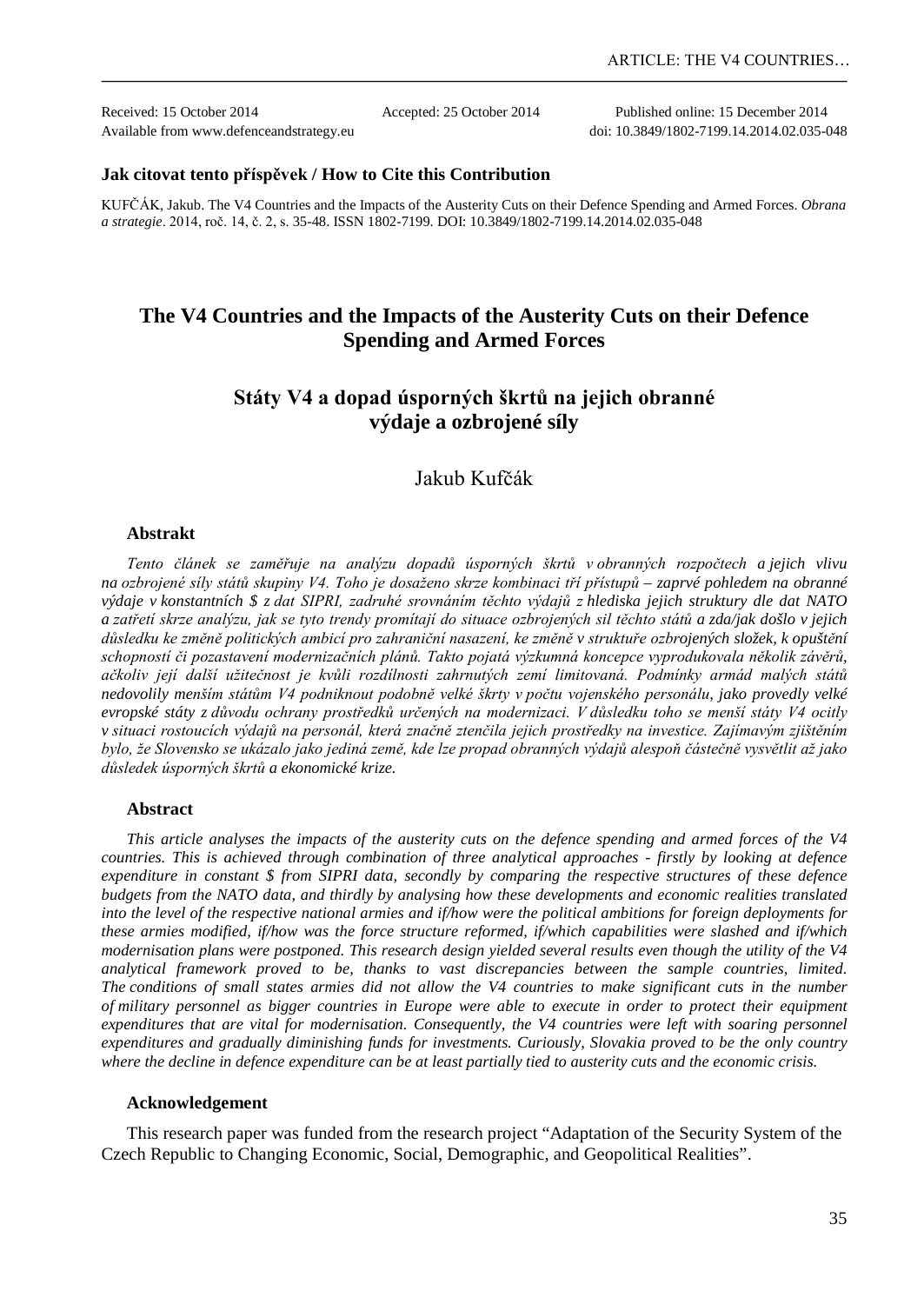Received: 15 October 2014 Accepted: 25 October 2014 Published online: 15 December 2014
Available from www.defenceandstrategy.eu doi: 10.3849/1802-7199.14.2014.02.035-048

**Jak citovat tento příspěvek / How to Cite this Contribution**

KUFČÁK, Jakub. The V4 Countries and the Impacts of the Austerity Cuts on their Defence Spending and Armed Forces. *Obrana a strategie*. 2014, roč. 14, č. 2, s. 35-48. ISSN 1802-7199. DOI: 10.3849/1802-7199.14.2014.02.035-048

# The V4 Countries and the Impacts of the Austerity Cuts on their Defence Spending and Armed Forces

# Státy V4 a dopad úsporných škrtů na jejich obranné výdaje a ozbrojené síly

Jakub Kufčák

### Abstrakt

*Tento článek se zaměřuje na analýzu dopadů úsporných škrtů v obranných rozpočtech a jejich vlivu na ozbrojené síly států skupiny V4. Toho je dosaženo skrze kombinaci tří přístupů – zaprvé pohledem na obranné výdaje v konstantních $ z dat SIPRI, zadruhé srovnáním těchto výdajů z hlediska jejich struktury dle dat NATO a zatřetí skrze analýzu, jak se tyto trendy promítají do situace ozbrojených sil těchto států a zda/jak došlo v jejich důsledku ke změně politických ambicí pro zahraniční nasazení, ke změně v struktuře ozbrojených složek, k opuštění schopností či pozastavení modernizačních plánů. Takto pojatá výzkumná koncepce vyprodukovala několik závěrů, ačkoliv její další užitečnost je kvůli rozdílnosti zahrnutých zemí limitovaná. Podmínky armád malých států nedovolily menším státům V4 podniknout podobně velké škrty v počtu vojenského personálu, jako provedly velké evropské státy z důvodu ochrany prostředků určených na modernizaci. V důsledku toho se menší státy V4 ocitly v situaci rostoucích výdajů na personál, která značně ztenčila jejich prostředky na investice. Zajímavým zjištěním bylo, že Slovensko se ukázalo jako jediná země, kde lze propad obranných výdajů alespoň částečně vysvětlit až jako důsledek úsporných škrtů a ekonomické krize.*

### Abstract

*This article analyses the impacts of the austerity cuts on the defence spending and armed forces of the V4 countries. This is achieved through combination of three analytical approaches - firstly by looking at defence expenditure in constant $ from SIPRI data, secondly by comparing the respective structures of these defence budgets from the NATO data, and thirdly by analysing how these developments and economic realities translated into the level of the respective national armies and if/how were the political ambitions for foreign deployments for these armies modified, if/how was the force structure reformed, if/which capabilities were slashed and if/which modernisation plans were postponed. This research design yielded several results even though the utility of the V4 analytical framework proved to be, thanks to vast discrepancies between the sample countries, limited. The conditions of small states armies did not allow the V4 countries to make significant cuts in the number of military personnel as bigger countries in Europe were able to execute in order to protect their equipment expenditures that are vital for modernisation. Consequently, the V4 countries were left with soaring personnel expenditures and gradually diminishing funds for investments. Curiously, Slovakia proved to be the only country where the decline in defence expenditure can be at least partially tied to austerity cuts and the economic crisis.*

### Acknowledgement

This research paper was funded from the research project "Adaptation of the Security System of the Czech Republic to Changing Economic, Social, Demographic, and Geopolitical Realities".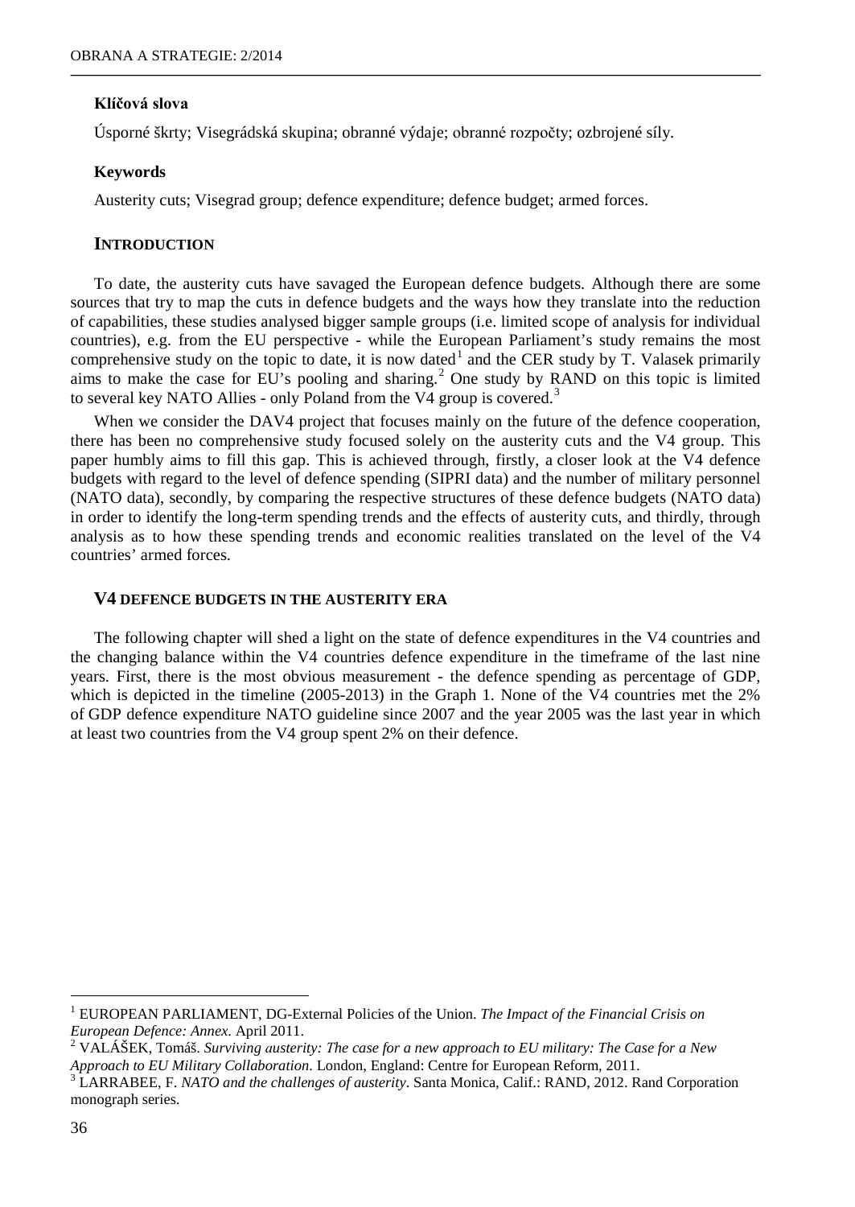**Klíčová slova**

Úsporné škrty; Visegrádská skupina; obranné výdaje; obranné rozpočty; ozbrojené síly.

**Keywords**

Austerity cuts; Visegrad group; defence expenditure; defence budget; armed forces.

## INTRODUCTION

To date, the austerity cuts have savaged the European defence budgets. Although there are some sources that try to map the cuts in defence budgets and the ways how they translate into the reduction of capabilities, these studies analysed bigger sample groups (i.e. limited scope of analysis for individual countries), e.g. from the EU perspective - while the European Parliament's study remains the most comprehensive study on the topic to date, it is now dated[1] and the CER study by T. Valasek primarily aims to make the case for EU's pooling and sharing.[2] One study by RAND on this topic is limited to several key NATO Allies - only Poland from the V4 group is covered.[3]

When we consider the DAV4 project that focuses mainly on the future of the defence cooperation, there has been no comprehensive study focused solely on the austerity cuts and the V4 group. This paper humbly aims to fill this gap. This is achieved through, firstly, a closer look at the V4 defence budgets with regard to the level of defence spending (SIPRI data) and the number of military personnel (NATO data), secondly, by comparing the respective structures of these defence budgets (NATO data) in order to identify the long-term spending trends and the effects of austerity cuts, and thirdly, through analysis as to how these spending trends and economic realities translated on the level of the V4 countries' armed forces.

## V4 DEFENCE BUDGETS IN THE AUSTERITY ERA

The following chapter will shed a light on the state of defence expenditures in the V4 countries and the changing balance within the V4 countries defence expenditure in the timeframe of the last nine years. First, there is the most obvious measurement - the defence spending as percentage of GDP, which is depicted in the timeline (2005-2013) in the Graph 1. None of the V4 countries met the 2% of GDP defence expenditure NATO guideline since 2007 and the year 2005 was the last year in which at least two countries from the V4 group spent 2% on their defence.

---

[1] EUROPEAN PARLIAMENT, DG-External Policies of the Union. *The Impact of the Financial Crisis on European Defence: Annex*. April 2011.

[2] VALÁŠEK, Tomáš. *Surviving austerity: The case for a new approach to EU military: The Case for a New Approach to EU Military Collaboration*. London, England: Centre for European Reform, 2011.

[3] LARRABEE, F. *NATO and the challenges of austerity*. Santa Monica, Calif.: RAND, 2012. Rand Corporation monograph series.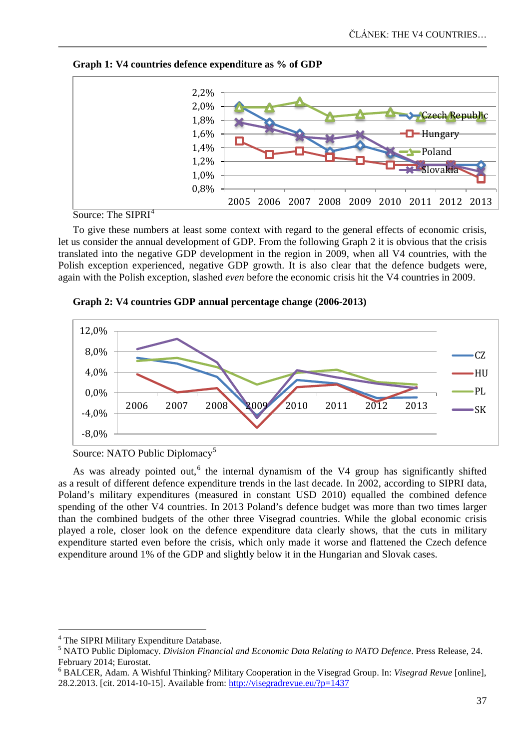**Graph 1: V4 countries defence expenditure as % of GDP**

Source: The SIPRI[4]

To give these numbers at least some context with regard to the general effects of economic crisis, let us consider the annual development of GDP. From the following Graph 2 it is obvious that the crisis translated into the negative GDP development in the region in 2009, when all V4 countries, with the Polish exception experienced, negative GDP growth. It is also clear that the defence budgets were, again with the Polish exception, slashed *even* before the economic crisis hit the V4 countries in 2009.

**Graph 2: V4 countries GDP annual percentage change (2006-2013)**

Source: NATO Public Diplomacy[5]

As was already pointed out,[6] the internal dynamism of the V4 group has significantly shifted as a result of different defence expenditure trends in the last decade. In 2002, according to SIPRI data, Poland's military expenditures (measured in constant USD 2010) equalled the combined defence spending of the other V4 countries. In 2013 Poland's defence budget was more than two times larger than the combined budgets of the other three Visegrad countries. While the global economic crisis played a role, closer look on the defence expenditure data clearly shows, that the cuts in military expenditure started even before the crisis, which only made it worse and flattened the Czech defence expenditure around 1% of the GDP and slightly below it in the Hungarian and Slovak cases.

---

[4] The SIPRI Military Expenditure Database.

[5] NATO Public Diplomacy. *Division Financial and Economic Data Relating to NATO Defence*. Press Release, 24. February 2014; Eurostat.

[6] BALCER, Adam. A Wishful Thinking? Military Cooperation in the Visegrad Group. In: *Visegrad Revue* [online], 28.2.2013. [cit. 2014-10-15]. Available from: http://visegradrevue.eu/?p=1437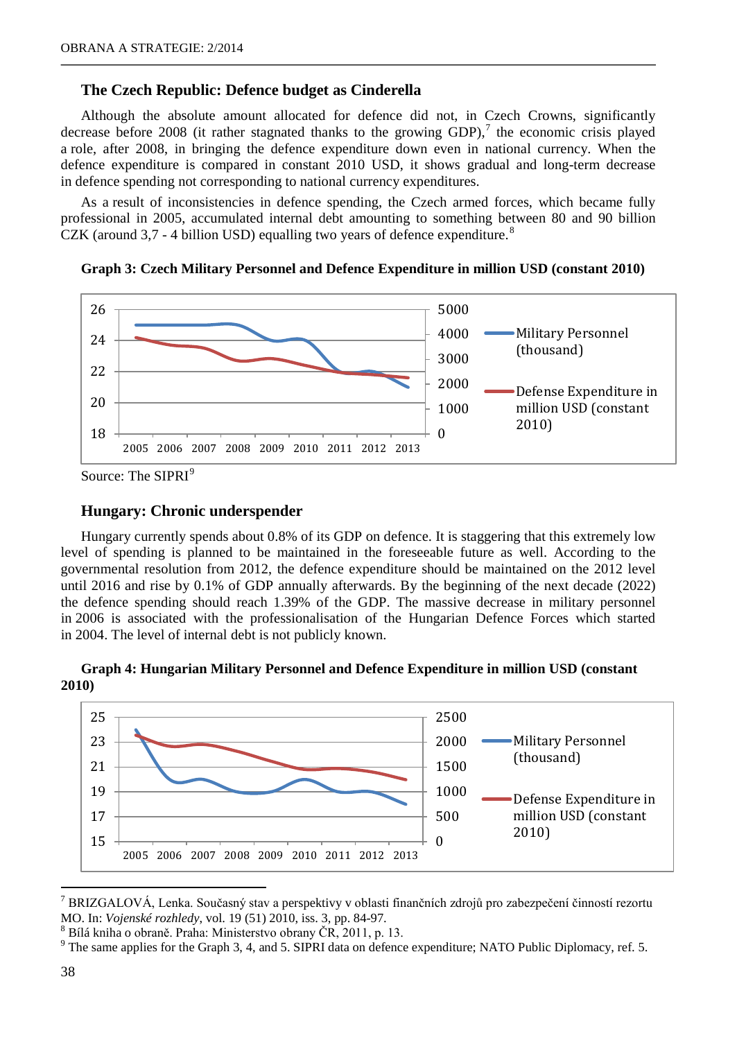### The Czech Republic: Defence budget as Cinderella

Although the absolute amount allocated for defence did not, in Czech Crowns, significantly decrease before 2008 (it rather stagnated thanks to the growing GDP),[7] the economic crisis played a role, after 2008, in bringing the defence expenditure down even in national currency. When the defence expenditure is compared in constant 2010 USD, it shows gradual and long-term decrease in defence spending not corresponding to national currency expenditures.

As a result of inconsistencies in defence spending, the Czech armed forces, which became fully professional in 2005, accumulated internal debt amounting to something between 80 and 90 billion CZK (around 3,7 - 4 billion USD) equalling two years of defence expenditure.[8]

**Graph 3: Czech Military Personnel and Defence Expenditure in million USD (constant 2010)**

Source: The SIPRI[9]

### Hungary: Chronic underspender

Hungary currently spends about 0.8% of its GDP on defence. It is staggering that this extremely low level of spending is planned to be maintained in the foreseeable future as well. According to the governmental resolution from 2012, the defence expenditure should be maintained on the 2012 level until 2016 and rise by 0.1% of GDP annually afterwards. By the beginning of the next decade (2022) the defence spending should reach 1.39% of the GDP. The massive decrease in military personnel in 2006 is associated with the professionalisation of the Hungarian Defence Forces which started in 2004. The level of internal debt is not publicly known.

**Graph 4: Hungarian Military Personnel and Defence Expenditure in million USD (constant 2010)**

---

[7] BRIZGALOVÁ, Lenka. Současný stav a perspektivy v oblasti finančních zdrojů pro zabezpečení činností rezortu MO. In: *Vojenské rozhledy*, vol. 19 (51) 2010, iss. 3, pp. 84-97.

[8] Bílá kniha o obraně. Praha: Ministerstvo obrany ČR, 2011, p. 13.

[9] The same applies for the Graph 3, 4, and 5. SIPRI data on defence expenditure; NATO Public Diplomacy, ref. 5.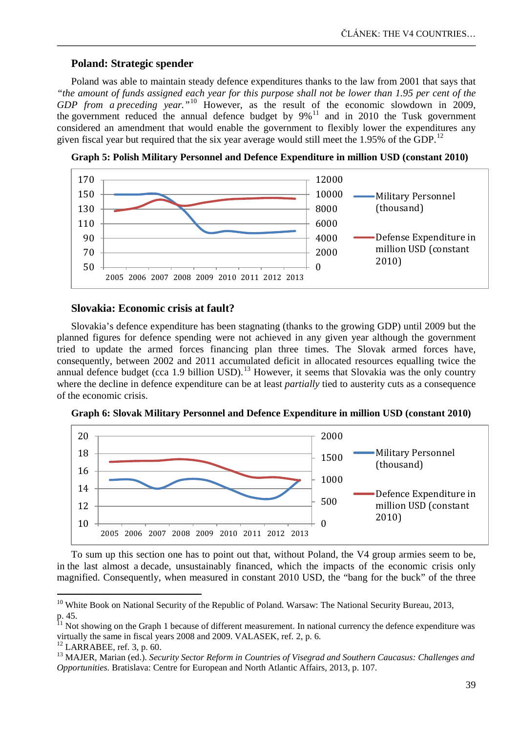## Poland: Strategic spender

Poland was able to maintain steady defence expenditures thanks to the law from 2001 that says that *"the amount of funds assigned each year for this purpose shall not be lower than 1.95 per cent of the GDP from a preceding year."*[10] However, as the result of the economic slowdown in 2009, the government reduced the annual defence budget by 9%[11] and in 2010 the Tusk government considered an amendment that would enable the government to flexibly lower the expenditures any given fiscal year but required that the six year average would still meet the 1.95% of the GDP.[12]

**Graph 5: Polish Military Personnel and Defence Expenditure in million USD (constant 2010)**

## Slovakia: Economic crisis at fault?

Slovakia's defence expenditure has been stagnating (thanks to the growing GDP) until 2009 but the planned figures for defence spending were not achieved in any given year although the government tried to update the armed forces financing plan three times. The Slovak armed forces have, consequently, between 2002 and 2011 accumulated deficit in allocated resources equalling twice the annual defence budget (cca 1.9 billion USD).[13] However, it seems that Slovakia was the only country where the decline in defence expenditure can be at least *partially* tied to austerity cuts as a consequence of the economic crisis.

**Graph 6: Slovak Military Personnel and Defence Expenditure in million USD (constant 2010)**

To sum up this section one has to point out that, without Poland, the V4 group armies seem to be, in the last almost a decade, unsustainably financed, which the impacts of the economic crisis only magnified. Consequently, when measured in constant 2010 USD, the "bang for the buck" of the three

---

[10] White Book on National Security of the Republic of Poland. Warsaw: The National Security Bureau, 2013, p. 45.

[11] Not showing on the Graph 1 because of different measurement. In national currency the defence expenditure was virtually the same in fiscal years 2008 and 2009. VALASEK, ref. 2, p. 6.

[12] LARRABEE, ref. 3, p. 60.

[13] MAJER, Marian (ed.). *Security Sector Reform in Countries of Visegrad and Southern Caucasus: Challenges and Opportunities*. Bratislava: Centre for European and North Atlantic Affairs, 2013, p. 107.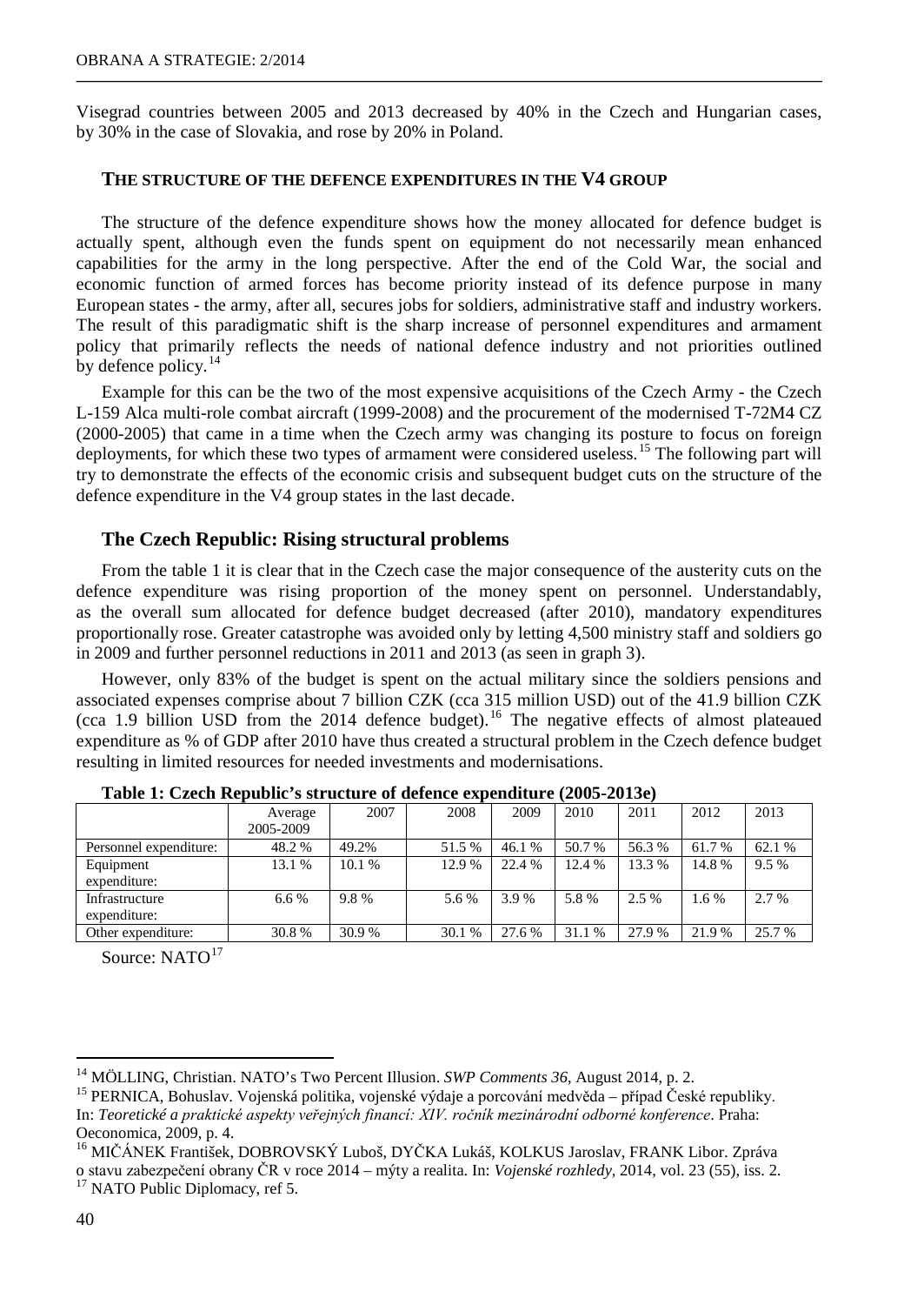Visegrad countries between 2005 and 2013 decreased by 40% in the Czech and Hungarian cases, by 30% in the case of Slovakia, and rose by 20% in Poland.

## THE STRUCTURE OF THE DEFENCE EXPENDITURES IN THE V4 GROUP

The structure of the defence expenditure shows how the money allocated for defence budget is actually spent, although even the funds spent on equipment do not necessarily mean enhanced capabilities for the army in the long perspective. After the end of the Cold War, the social and economic function of armed forces has become priority instead of its defence purpose in many European states - the army, after all, secures jobs for soldiers, administrative staff and industry workers. The result of this paradigmatic shift is the sharp increase of personnel expenditures and armament policy that primarily reflects the needs of national defence industry and not priorities outlined by defence policy.[14]

Example for this can be the two of the most expensive acquisitions of the Czech Army - the Czech L-159 Alca multi-role combat aircraft (1999-2008) and the procurement of the modernised T-72M4 CZ (2000-2005) that came in a time when the Czech army was changing its posture to focus on foreign deployments, for which these two types of armament were considered useless.[15] The following part will try to demonstrate the effects of the economic crisis and subsequent budget cuts on the structure of the defence expenditure in the V4 group states in the last decade.

### The Czech Republic: Rising structural problems

From the table 1 it is clear that in the Czech case the major consequence of the austerity cuts on the defence expenditure was rising proportion of the money spent on personnel. Understandably, as the overall sum allocated for defence budget decreased (after 2010), mandatory expenditures proportionally rose. Greater catastrophe was avoided only by letting 4,500 ministry staff and soldiers go in 2009 and further personnel reductions in 2011 and 2013 (as seen in graph 3).

However, only 83% of the budget is spent on the actual military since the soldiers pensions and associated expenses comprise about 7 billion CZK (cca 315 million USD) out of the 41.9 billion CZK (cca 1.9 billion USD from the 2014 defence budget).[16] The negative effects of almost plateaued expenditure as % of GDP after 2010 have thus created a structural problem in the Czech defence budget resulting in limited resources for needed investments and modernisations.

**Table 1: Czech Republic's structure of defence expenditure (2005-2013e)**

| | Average 2005-2009 | 2007 | 2008 | 2009 | 2010 | 2011 | 2012 | 2013 |
|---|---|---|---|---|---|---|---|---|
| Personnel expenditure: | 48.2 % | 49.2% | 51.5 % | 46.1 % | 50.7 % | 56.3 % | 61.7 % | 62.1 % |
| Equipment expenditure: | 13.1 % | 10.1 % | 12.9 % | 22.4 % | 12.4 % | 13.3 % | 14.8 % | 9.5 % |
| Infrastructure expenditure: | 6.6 % | 9.8 % | 5.6 % | 3.9 % | 5.8 % | 2.5 % | 1.6 % | 2.7 % |
| Other expenditure: | 30.8 % | 30.9 % | 30.1 % | 27.6 % | 31.1 % | 27.9 % | 21.9 % | 25.7 % |

Source: NATO[17]

---

[14] MÖLLING, Christian. NATO's Two Percent Illusion. *SWP Comments 36*, August 2014, p. 2.

[15] PERNICA, Bohuslav. Vojenská politika, vojenské výdaje a porcování medvěda – případ České republiky. In: *Teoretické a praktické aspekty veřejných financí: XIV. ročník mezinárodní odborné konference*. Praha: Oeconomica, 2009, p. 4.

[16] MIČÁNEK František, DOBROVSKÝ Luboš, DYČKA Lukáš, KOLKUS Jaroslav, FRANK Libor. Zpráva o stavu zabezpečení obrany ČR v roce 2014 – mýty a realita. In: *Vojenské rozhledy*, 2014, vol. 23 (55), iss. 2.

[17] NATO Public Diplomacy, ref 5.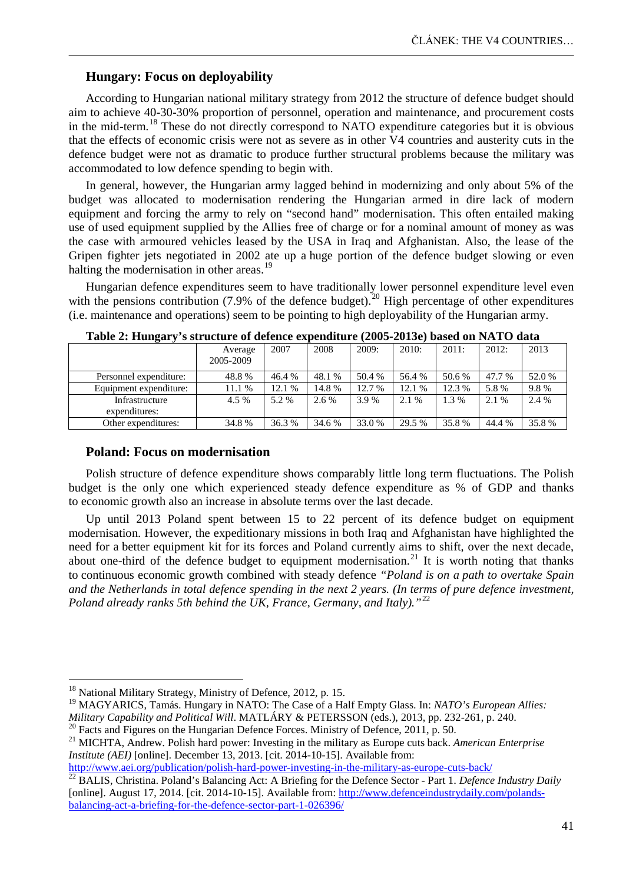## Hungary: Focus on deployability

According to Hungarian national military strategy from 2012 the structure of defence budget should aim to achieve 40-30-30% proportion of personnel, operation and maintenance, and procurement costs in the mid-term.[18] These do not directly correspond to NATO expenditure categories but it is obvious that the effects of economic crisis were not as severe as in other V4 countries and austerity cuts in the defence budget were not as dramatic to produce further structural problems because the military was accommodated to low defence spending to begin with.

In general, however, the Hungarian army lagged behind in modernizing and only about 5% of the budget was allocated to modernisation rendering the Hungarian armed in dire lack of modern equipment and forcing the army to rely on "second hand" modernisation. This often entailed making use of used equipment supplied by the Allies free of charge or for a nominal amount of money as was the case with armoured vehicles leased by the USA in Iraq and Afghanistan. Also, the lease of the Gripen fighter jets negotiated in 2002 ate up a huge portion of the defence budget slowing or even halting the modernisation in other areas.[19]

Hungarian defence expenditures seem to have traditionally lower personnel expenditure level even with the pensions contribution (7.9% of the defence budget).[20] High percentage of other expenditures (i.e. maintenance and operations) seem to be pointing to high deployability of the Hungarian army.

**Table 2: Hungary's structure of defence expenditure (2005-2013e) based on NATO data**

| | Average 2005-2009 | 2007 | 2008 | 2009: | 2010: | 2011: | 2012: | 2013 |
|---|---|---|---|---|---|---|---|---|
| Personnel expenditure: | 48.8 % | 46.4 % | 48.1 % | 50.4 % | 56.4 % | 50.6 % | 47.7 % | 52.0 % |
| Equipment expenditure: | 11.1 % | 12.1 % | 14.8 % | 12.7 % | 12.1 % | 12.3 % | 5.8 % | 9.8 % |
| Infrastructure expenditures: | 4.5 % | 5.2 % | 2.6 % | 3.9 % | 2.1 % | 1.3 % | 2.1 % | 2.4 % |
| Other expenditures: | 34.8 % | 36.3 % | 34.6 % | 33.0 % | 29.5 % | 35.8 % | 44.4 % | 35.8 % |

## Poland: Focus on modernisation

Polish structure of defence expenditure shows comparably little long term fluctuations. The Polish budget is the only one which experienced steady defence expenditure as % of GDP and thanks to economic growth also an increase in absolute terms over the last decade.

Up until 2013 Poland spent between 15 to 22 percent of its defence budget on equipment modernisation. However, the expeditionary missions in both Iraq and Afghanistan have highlighted the need for a better equipment kit for its forces and Poland currently aims to shift, over the next decade, about one-third of the defence budget to equipment modernisation.[21] It is worth noting that thanks to continuous economic growth combined with steady defence *"Poland is on a path to overtake Spain and the Netherlands in total defence spending in the next 2 years. (In terms of pure defence investment, Poland already ranks 5th behind the UK, France, Germany, and Italy)."*[22]

---

[18] National Military Strategy, Ministry of Defence, 2012, p. 15.

[19] MAGYARICS, Tamás. Hungary in NATO: The Case of a Half Empty Glass. In: *NATO's European Allies: Military Capability and Political Will*. MATLÁRY & PETERSSON (eds.), 2013, pp. 232-261, p. 240.

[20] Facts and Figures on the Hungarian Defence Forces. Ministry of Defence, 2011, p. 50.

[21] MICHTA, Andrew. Polish hard power: Investing in the military as Europe cuts back. *American Enterprise Institute (AEI)* [online]. December 13, 2013. [cit. 2014-10-15]. Available from: http://www.aei.org/publication/polish-hard-power-investing-in-the-military-as-europe-cuts-back/

[22] BALIS, Christina. Poland's Balancing Act: A Briefing for the Defence Sector - Part 1. *Defence Industry Daily* [online]. August 17, 2014. [cit. 2014-10-15]. Available from: http://www.defenceindustrydaily.com/polands-balancing-act-a-briefing-for-the-defence-sector-part-1-026396/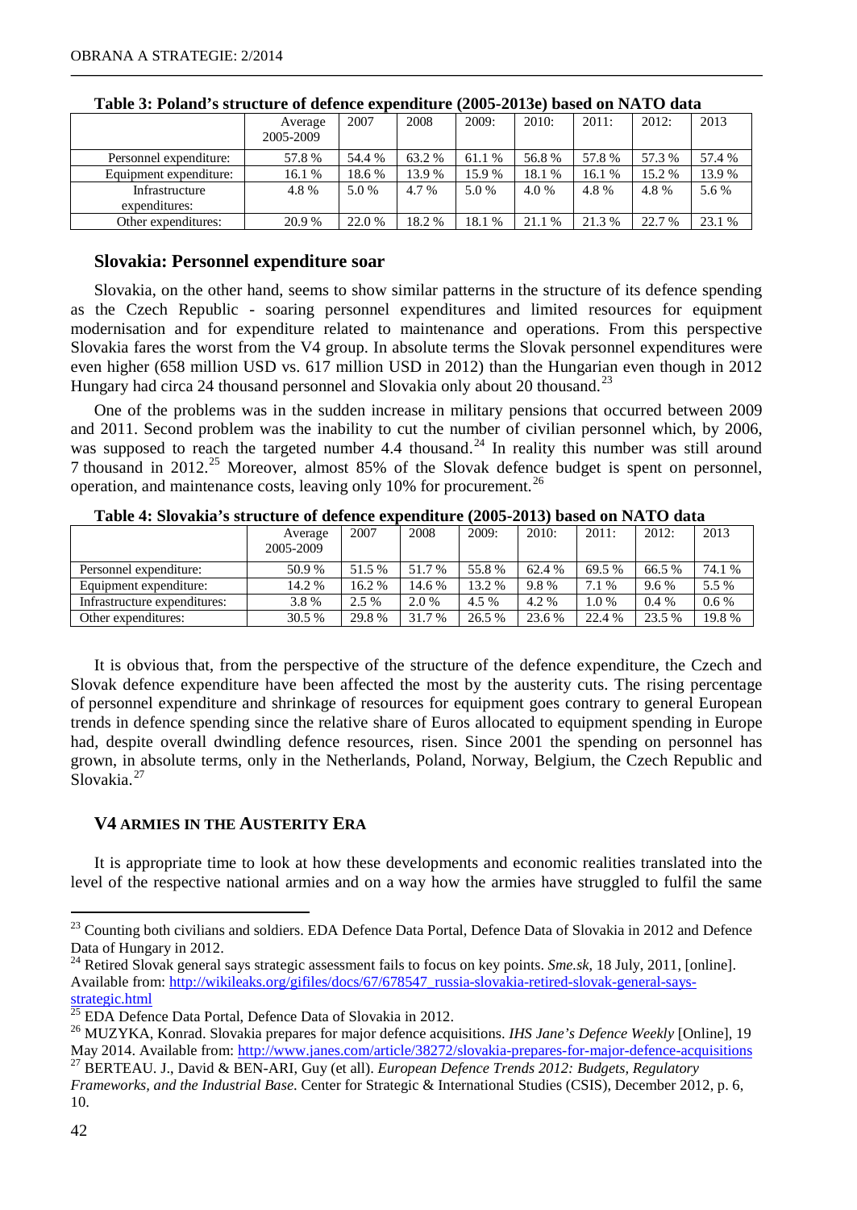**Table 3: Poland's structure of defence expenditure (2005-2013e) based on NATO data**

| | Average 2005-2009 | 2007 | 2008 | 2009: | 2010: | 2011: | 2012: | 2013 |
|---|---|---|---|---|---|---|---|---|
| Personnel expenditure: | 57.8 % | 54.4 % | 63.2 % | 61.1 % | 56.8 % | 57.8 % | 57.3 % | 57.4 % |
| Equipment expenditure: | 16.1 % | 18.6 % | 13.9 % | 15.9 % | 18.1 % | 16.1 % | 15.2 % | 13.9 % |
| Infrastructure expenditures: | 4.8 % | 5.0 % | 4.7 % | 5.0 % | 4.0 % | 4.8 % | 4.8 % | 5.6 % |
| Other expenditures: | 20.9 % | 22.0 % | 18.2 % | 18.1 % | 21.1 % | 21.3 % | 22.7 % | 23.1 % |

### Slovakia: Personnel expenditure soar

Slovakia, on the other hand, seems to show similar patterns in the structure of its defence spending as the Czech Republic - soaring personnel expenditures and limited resources for equipment modernisation and for expenditure related to maintenance and operations. From this perspective Slovakia fares the worst from the V4 group. In absolute terms the Slovak personnel expenditures were even higher (658 million USD vs. 617 million USD in 2012) than the Hungarian even though in 2012 Hungary had circa 24 thousand personnel and Slovakia only about 20 thousand.[23]

One of the problems was in the sudden increase in military pensions that occurred between 2009 and 2011. Second problem was the inability to cut the number of civilian personnel which, by 2006, was supposed to reach the targeted number 4.4 thousand.[24] In reality this number was still around 7 thousand in 2012.[25] Moreover, almost 85% of the Slovak defence budget is spent on personnel, operation, and maintenance costs, leaving only 10% for procurement.[26]

**Table 4: Slovakia's structure of defence expenditure (2005-2013) based on NATO data**

| | Average 2005-2009 | 2007 | 2008 | 2009: | 2010: | 2011: | 2012: | 2013 |
|---|---|---|---|---|---|---|---|---|
| Personnel expenditure: | 50.9 % | 51.5 % | 51.7 % | 55.8 % | 62.4 % | 69.5 % | 66.5 % | 74.1 % |
| Equipment expenditure: | 14.2 % | 16.2 % | 14.6 % | 13.2 % | 9.8 % | 7.1 % | 9.6 % | 5.5 % |
| Infrastructure expenditures: | 3.8 % | 2.5 % | 2.0 % | 4.5 % | 4.2 % | 1.0 % | 0.4 % | 0.6 % |
| Other expenditures: | 30.5 % | 29.8 % | 31.7 % | 26.5 % | 23.6 % | 22.4 % | 23.5 % | 19.8 % |

It is obvious that, from the perspective of the structure of the defence expenditure, the Czech and Slovak defence expenditure have been affected the most by the austerity cuts. The rising percentage of personnel expenditure and shrinkage of resources for equipment goes contrary to general European trends in defence spending since the relative share of Euros allocated to equipment spending in Europe had, despite overall dwindling defence resources, risen. Since 2001 the spending on personnel has grown, in absolute terms, only in the Netherlands, Poland, Norway, Belgium, the Czech Republic and Slovakia.[27]

## V4 ARMIES IN THE AUSTERITY ERA

It is appropriate time to look at how these developments and economic realities translated into the level of the respective national armies and on a way how the armies have struggled to fulfil the same

---

[23] Counting both civilians and soldiers. EDA Defence Data Portal, Defence Data of Slovakia in 2012 and Defence Data of Hungary in 2012.

[24] Retired Slovak general says strategic assessment fails to focus on key points. *Sme.sk*, 18 July, 2011, [online]. Available from: http://wikileaks.org/gifiles/docs/67/678547_russia-slovakia-retired-slovak-general-says-strategic.html

[25] EDA Defence Data Portal, Defence Data of Slovakia in 2012.

[26] MUZYKA, Konrad. Slovakia prepares for major defence acquisitions. *IHS Jane's Defence Weekly* [Online], 19 May 2014. Available from: http://www.janes.com/article/38272/slovakia-prepares-for-major-defence-acquisitions

[27] BERTEAU. J., David & BEN-ARI, Guy (et all). *European Defence Trends 2012: Budgets, Regulatory Frameworks, and the Industrial Base.* Center for Strategic & International Studies (CSIS), December 2012, p. 6, 10.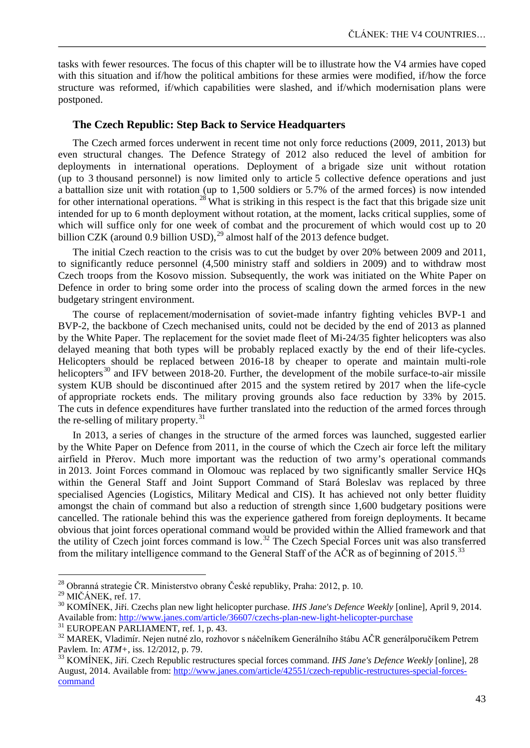tasks with fewer resources. The focus of this chapter will be to illustrate how the V4 armies have coped with this situation and if/how the political ambitions for these armies were modified, if/how the force structure was reformed, if/which capabilities were slashed, and if/which modernisation plans were postponed.

### The Czech Republic: Step Back to Service Headquarters

The Czech armed forces underwent in recent time not only force reductions (2009, 2011, 2013) but even structural changes. The Defence Strategy of 2012 also reduced the level of ambition for deployments in international operations. Deployment of a brigade size unit without rotation (up to 3 thousand personnel) is now limited only to article 5 collective defence operations and just a battallion size unit with rotation (up to 1,500 soldiers or 5.7% of the armed forces) is now intended for other international operations. [28] What is striking in this respect is the fact that this brigade size unit intended for up to 6 month deployment without rotation, at the moment, lacks critical supplies, some of which will suffice only for one week of combat and the procurement of which would cost up to 20 billion CZK (around 0.9 billion USD), [29] almost half of the 2013 defence budget.

The initial Czech reaction to the crisis was to cut the budget by over 20% between 2009 and 2011, to significantly reduce personnel (4,500 ministry staff and soldiers in 2009) and to withdraw most Czech troops from the Kosovo mission. Subsequently, the work was initiated on the White Paper on Defence in order to bring some order into the process of scaling down the armed forces in the new budgetary stringent environment.

The course of replacement/modernisation of soviet-made infantry fighting vehicles BVP-1 and BVP-2, the backbone of Czech mechanised units, could not be decided by the end of 2013 as planned by the White Paper. The replacement for the soviet made fleet of Mi-24/35 fighter helicopters was also delayed meaning that both types will be probably replaced exactly by the end of their life-cycles. Helicopters should be replaced between 2016-18 by cheaper to operate and maintain multi-role helicopters [30] and IFV between 2018-20. Further, the development of the mobile surface-to-air missile system KUB should be discontinued after 2015 and the system retired by 2017 when the life-cycle of appropriate rockets ends. The military proving grounds also face reduction by 33% by 2015. The cuts in defence expenditures have further translated into the reduction of the armed forces through the re-selling of military property. [31]

In 2013, a series of changes in the structure of the armed forces was launched, suggested earlier by the White Paper on Defence from 2011, in the course of which the Czech air force left the military airfield in Přerov. Much more important was the reduction of two army's operational commands in 2013. Joint Forces command in Olomouc was replaced by two significantly smaller Service HQs within the General Staff and Joint Support Command of Stará Boleslav was replaced by three specialised Agencies (Logistics, Military Medical and CIS). It has achieved not only better fluidity amongst the chain of command but also a reduction of strength since 1,600 budgetary positions were cancelled. The rationale behind this was the experience gathered from foreign deployments. It became obvious that joint forces operational command would be provided within the Allied framework and that the utility of Czech joint forces command is low. [32] The Czech Special Forces unit was also transferred from the military intelligence command to the General Staff of the AČR as of beginning of 2015. [33]

---

[28] Obranná strategie ČR. Ministerstvo obrany České republiky, Praha: 2012, p. 10.

[29] MIČÁNEK, ref. 17.

[30] KOMÍNEK, Jiří. Czechs plan new light helicopter purchase. *IHS Jane's Defence Weekly* [online], April 9, 2014. Available from: http://www.janes.com/article/36607/czechs-plan-new-light-helicopter-purchase

[31] EUROPEAN PARLIAMENT, ref. 1, p. 43.

[32] MAREK, Vladimír. Nejen nutné zlo, rozhovor s náčelníkem Generálního štábu AČR generálporučíkem Petrem Pavlem. In: *ATM+*, iss. 12/2012, p. 79.

[33] KOMÍNEK, Jiří. Czech Republic restructures special forces command. *IHS Jane's Defence Weekly* [online], 28 August, 2014. Available from: http://www.janes.com/article/42551/czech-republic-restructures-special-forces-command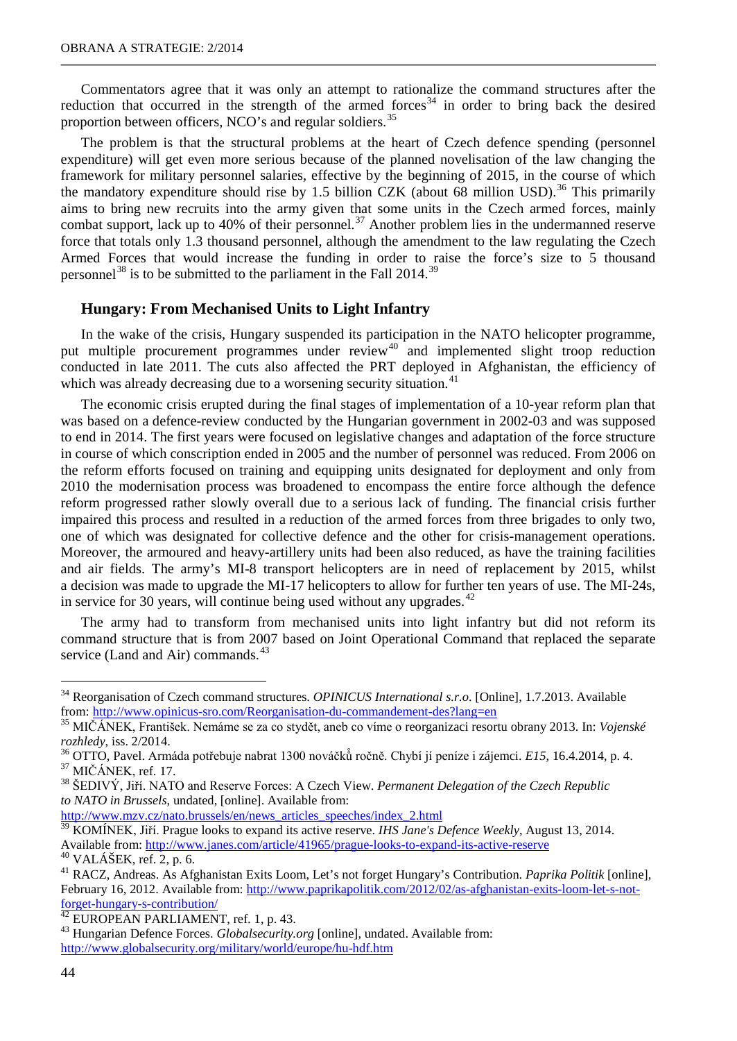Commentators agree that it was only an attempt to rationalize the command structures after the reduction that occurred in the strength of the armed forces[34] in order to bring back the desired proportion between officers, NCO's and regular soldiers.[35]

The problem is that the structural problems at the heart of Czech defence spending (personnel expenditure) will get even more serious because of the planned novelisation of the law changing the framework for military personnel salaries, effective by the beginning of 2015, in the course of which the mandatory expenditure should rise by 1.5 billion CZK (about 68 million USD).[36] This primarily aims to bring new recruits into the army given that some units in the Czech armed forces, mainly combat support, lack up to 40% of their personnel.[37] Another problem lies in the undermanned reserve force that totals only 1.3 thousand personnel, although the amendment to the law regulating the Czech Armed Forces that would increase the funding in order to raise the force's size to 5 thousand personnel[38] is to be submitted to the parliament in the Fall 2014.[39]

## Hungary: From Mechanised Units to Light Infantry

In the wake of the crisis, Hungary suspended its participation in the NATO helicopter programme, put multiple procurement programmes under review[40] and implemented slight troop reduction conducted in late 2011. The cuts also affected the PRT deployed in Afghanistan, the efficiency of which was already decreasing due to a worsening security situation.[41]

The economic crisis erupted during the final stages of implementation of a 10-year reform plan that was based on a defence-review conducted by the Hungarian government in 2002-03 and was supposed to end in 2014. The first years were focused on legislative changes and adaptation of the force structure in course of which conscription ended in 2005 and the number of personnel was reduced. From 2006 on the reform efforts focused on training and equipping units designated for deployment and only from 2010 the modernisation process was broadened to encompass the entire force although the defence reform progressed rather slowly overall due to a serious lack of funding. The financial crisis further impaired this process and resulted in a reduction of the armed forces from three brigades to only two, one of which was designated for collective defence and the other for crisis-management operations. Moreover, the armoured and heavy-artillery units had been also reduced, as have the training facilities and air fields. The army's MI-8 transport helicopters are in need of replacement by 2015, whilst a decision was made to upgrade the MI-17 helicopters to allow for further ten years of use. The MI-24s, in service for 30 years, will continue being used without any upgrades.[42]

The army had to transform from mechanised units into light infantry but did not reform its command structure that is from 2007 based on Joint Operational Command that replaced the separate service (Land and Air) commands.[43]

---

[34] Reorganisation of Czech command structures. *OPINICUS International s.r.o*. [Online], 1.7.2013. Available from: http://www.opinicus-sro.com/Reorganisation-du-commandement-des?lang=en

[35] MIČÁNEK, František. Nemáme se za co stydět, aneb co víme o reorganizaci resortu obrany 2013. In: *Vojenské rozhledy*, iss. 2/2014.

[36] OTTO, Pavel. Armáda potřebuje nabrat 1300 nováčků ročně. Chybí jí peníze i zájemci. *E15*, 16.4.2014, p. 4.

[37] MIČÁNEK, ref. 17.

[38] ŠEDIVÝ, Jiří. NATO and Reserve Forces: A Czech View. *Permanent Delegation of the Czech Republic to NATO in Brussels*, undated, [online]. Available from: http://www.mzv.cz/nato.brussels/en/news_articles_speeches/index_2.html

[39] KOMÍNEK, Jiří. Prague looks to expand its active reserve. *IHS Jane's Defence Weekly*, August 13, 2014. Available from: http://www.janes.com/article/41965/prague-looks-to-expand-its-active-reserve

[40] VALÁŠEK, ref. 2, p. 6.

[41] RACZ, Andreas. As Afghanistan Exits Loom, Let's not forget Hungary's Contribution. *Paprika Politik* [online], February 16, 2012. Available from: http://www.paprikapolitik.com/2012/02/as-afghanistan-exits-loom-let-s-not-forget-hungary-s-contribution/

[42] EUROPEAN PARLIAMENT, ref. 1, p. 43.

[43] Hungarian Defence Forces. *Globalsecurity.org* [online], undated. Available from: http://www.globalsecurity.org/military/world/europe/hu-hdf.htm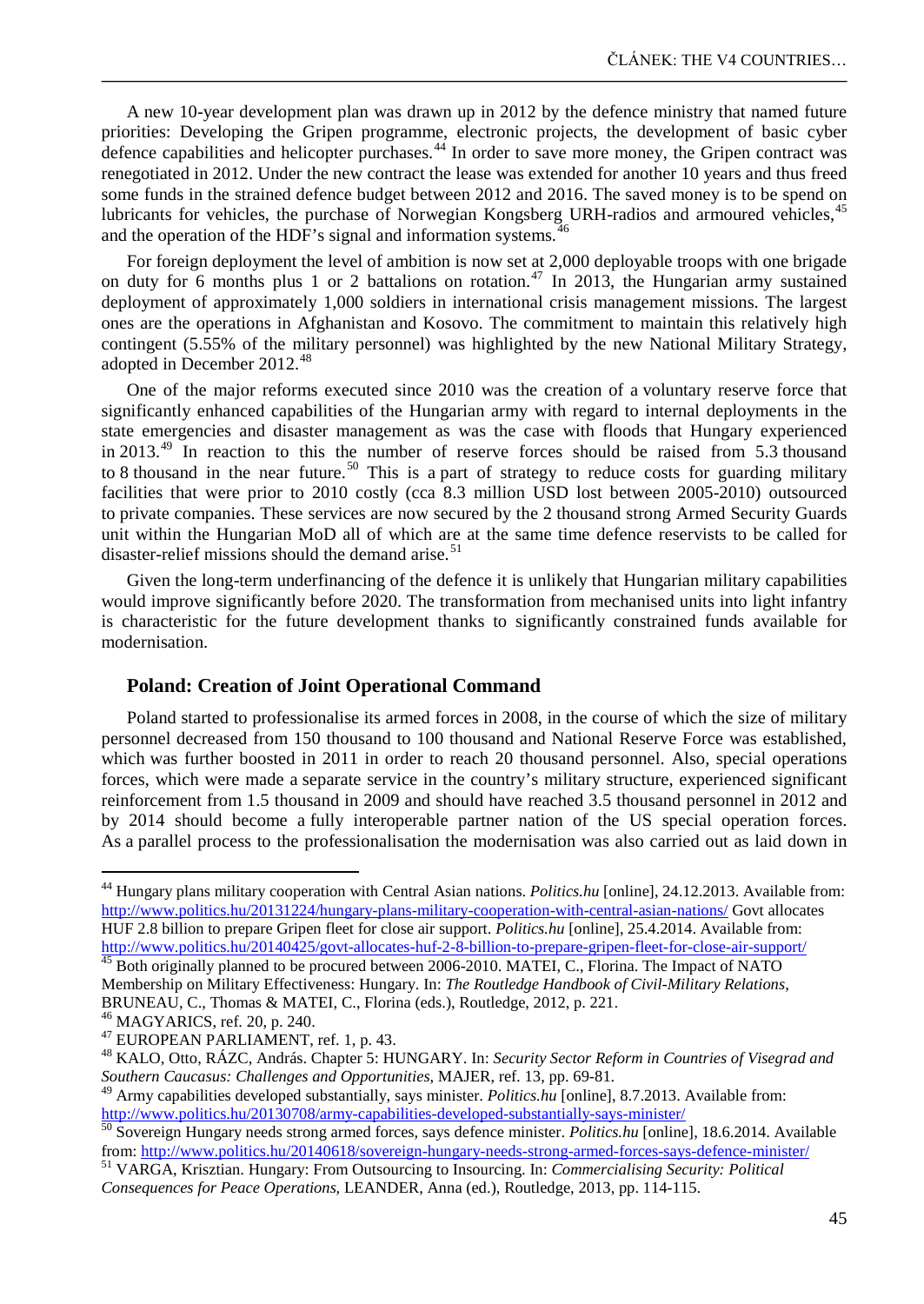A new 10-year development plan was drawn up in 2012 by the defence ministry that named future priorities: Developing the Gripen programme, electronic projects, the development of basic cyber defence capabilities and helicopter purchases.[44] In order to save more money, the Gripen contract was renegotiated in 2012. Under the new contract the lease was extended for another 10 years and thus freed some funds in the strained defence budget between 2012 and 2016. The saved money is to be spend on lubricants for vehicles, the purchase of Norwegian Kongsberg URH-radios and armoured vehicles,[45] and the operation of the HDF's signal and information systems.[46]

For foreign deployment the level of ambition is now set at 2,000 deployable troops with one brigade on duty for 6 months plus 1 or 2 battalions on rotation.[47] In 2013, the Hungarian army sustained deployment of approximately 1,000 soldiers in international crisis management missions. The largest ones are the operations in Afghanistan and Kosovo. The commitment to maintain this relatively high contingent (5.55% of the military personnel) was highlighted by the new National Military Strategy, adopted in December 2012.[48]

One of the major reforms executed since 2010 was the creation of a voluntary reserve force that significantly enhanced capabilities of the Hungarian army with regard to internal deployments in the state emergencies and disaster management as was the case with floods that Hungary experienced in 2013.[49] In reaction to this the number of reserve forces should be raised from 5.3 thousand to 8 thousand in the near future.[50] This is a part of strategy to reduce costs for guarding military facilities that were prior to 2010 costly (cca 8.3 million USD lost between 2005-2010) outsourced to private companies. These services are now secured by the 2 thousand strong Armed Security Guards unit within the Hungarian MoD all of which are at the same time defence reservists to be called for disaster-relief missions should the demand arise.[51]

Given the long-term underfinancing of the defence it is unlikely that Hungarian military capabilities would improve significantly before 2020. The transformation from mechanised units into light infantry is characteristic for the future development thanks to significantly constrained funds available for modernisation.

### Poland: Creation of Joint Operational Command

Poland started to professionalise its armed forces in 2008, in the course of which the size of military personnel decreased from 150 thousand to 100 thousand and National Reserve Force was established, which was further boosted in 2011 in order to reach 20 thousand personnel. Also, special operations forces, which were made a separate service in the country's military structure, experienced significant reinforcement from 1.5 thousand in 2009 and should have reached 3.5 thousand personnel in 2012 and by 2014 should become a fully interoperable partner nation of the US special operation forces. As a parallel process to the professionalisation the modernisation was also carried out as laid down in

---

[44] Hungary plans military cooperation with Central Asian nations. *Politics.hu* [online], 24.12.2013. Available from: http://www.politics.hu/20131224/hungary-plans-military-cooperation-with-central-asian-nations/ Govt allocates HUF 2.8 billion to prepare Gripen fleet for close air support. *Politics.hu* [online], 25.4.2014. Available from: http://www.politics.hu/20140425/govt-allocates-huf-2-8-billion-to-prepare-gripen-fleet-for-close-air-support/

[45] Both originally planned to be procured between 2006-2010. MATEI, C., Florina. The Impact of NATO Membership on Military Effectiveness: Hungary. In: *The Routledge Handbook of Civil-Military Relations*, BRUNEAU, C., Thomas & MATEI, C., Florina (eds.), Routledge, 2012, p. 221.

[46] MAGYARICS, ref. 20, p. 240.

[47] EUROPEAN PARLIAMENT, ref. 1, p. 43.

[48] KALO, Otto, RÁZC, András. Chapter 5: HUNGARY. In: *Security Sector Reform in Countries of Visegrad and Southern Caucasus: Challenges and Opportunities*, MAJER, ref. 13, pp. 69-81.

[49] Army capabilities developed substantially, says minister. *Politics.hu* [online], 8.7.2013. Available from: http://www.politics.hu/20130708/army-capabilities-developed-substantially-says-minister/

[50] Sovereign Hungary needs strong armed forces, says defence minister. *Politics.hu* [online], 18.6.2014. Available from: http://www.politics.hu/20140618/sovereign-hungary-needs-strong-armed-forces-says-defence-minister/

[51] VARGA, Krisztian. Hungary: From Outsourcing to Insourcing. In: *Commercialising Security: Political Consequences for Peace Operations*, LEANDER, Anna (ed.), Routledge, 2013, pp. 114-115.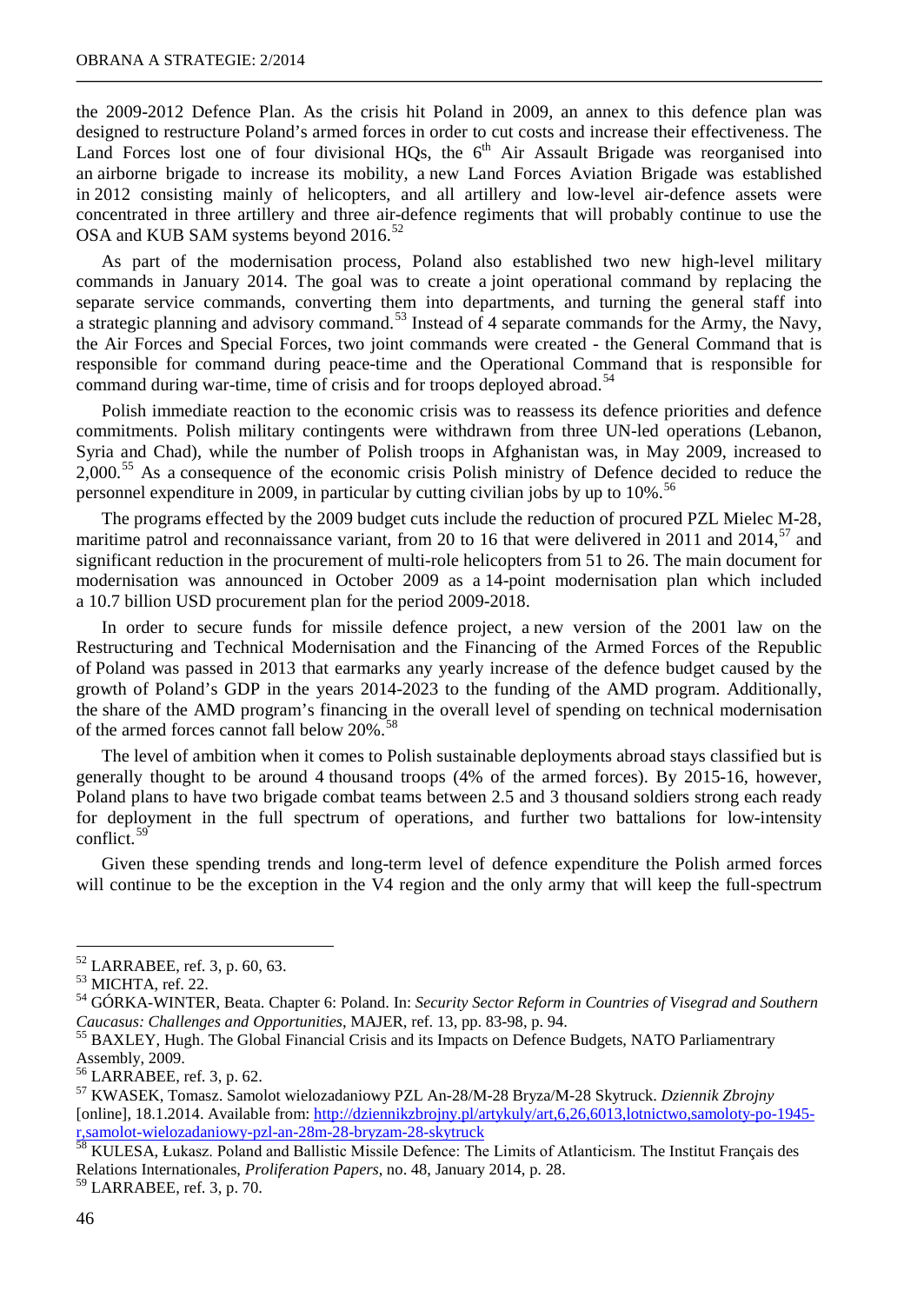the 2009-2012 Defence Plan. As the crisis hit Poland in 2009, an annex to this defence plan was designed to restructure Poland's armed forces in order to cut costs and increase their effectiveness. The Land Forces lost one of four divisional HQs, the 6th Air Assault Brigade was reorganised into an airborne brigade to increase its mobility, a new Land Forces Aviation Brigade was established in 2012 consisting mainly of helicopters, and all artillery and low-level air-defence assets were concentrated in three artillery and three air-defence regiments that will probably continue to use the OSA and KUB SAM systems beyond 2016.[52]

As part of the modernisation process, Poland also established two new high-level military commands in January 2014. The goal was to create a joint operational command by replacing the separate service commands, converting them into departments, and turning the general staff into a strategic planning and advisory command.[53] Instead of 4 separate commands for the Army, the Navy, the Air Forces and Special Forces, two joint commands were created - the General Command that is responsible for command during peace-time and the Operational Command that is responsible for command during war-time, time of crisis and for troops deployed abroad.[54]

Polish immediate reaction to the economic crisis was to reassess its defence priorities and defence commitments. Polish military contingents were withdrawn from three UN-led operations (Lebanon, Syria and Chad), while the number of Polish troops in Afghanistan was, in May 2009, increased to 2,000.[55] As a consequence of the economic crisis Polish ministry of Defence decided to reduce the personnel expenditure in 2009, in particular by cutting civilian jobs by up to 10%.[56]

The programs effected by the 2009 budget cuts include the reduction of procured PZL Mielec M-28, maritime patrol and reconnaissance variant, from 20 to 16 that were delivered in 2011 and 2014,[57] and significant reduction in the procurement of multi-role helicopters from 51 to 26. The main document for modernisation was announced in October 2009 as a 14-point modernisation plan which included a 10.7 billion USD procurement plan for the period 2009-2018.

In order to secure funds for missile defence project, a new version of the 2001 law on the Restructuring and Technical Modernisation and the Financing of the Armed Forces of the Republic of Poland was passed in 2013 that earmarks any yearly increase of the defence budget caused by the growth of Poland's GDP in the years 2014-2023 to the funding of the AMD program. Additionally, the share of the AMD program's financing in the overall level of spending on technical modernisation of the armed forces cannot fall below 20%.[58]

The level of ambition when it comes to Polish sustainable deployments abroad stays classified but is generally thought to be around 4 thousand troops (4% of the armed forces). By 2015-16, however, Poland plans to have two brigade combat teams between 2.5 and 3 thousand soldiers strong each ready for deployment in the full spectrum of operations, and further two battalions for low-intensity conflict.[59]

Given these spending trends and long-term level of defence expenditure the Polish armed forces will continue to be the exception in the V4 region and the only army that will keep the full-spectrum

---

[52] LARRABEE, ref. 3, p. 60, 63.

[53] MICHTA, ref. 22.

[54] GÓRKA-WINTER, Beata. Chapter 6: Poland. In: *Security Sector Reform in Countries of Visegrad and Southern Caucasus: Challenges and Opportunities*, MAJER, ref. 13, pp. 83-98, p. 94.

[55] BAXLEY, Hugh. The Global Financial Crisis and its Impacts on Defence Budgets, NATO Parliamentrary Assembly, 2009.

[56] LARRABEE, ref. 3, p. 62.

[57] KWASEK, Tomasz. Samolot wielozadaniowy PZL An-28/M-28 Bryza/M-28 Skytruck. *Dziennik Zbrojny* [online], 18.1.2014. Available from: http://dziennikzbrojny.pl/artykuly/art,6,26,6013,lotnictwo,samoloty-po-1945-r,samolot-wielozadaniowy-pzl-an-28m-28-bryzam-28-skytruck

[58] KULESA, Łukasz. Poland and Ballistic Missile Defence: The Limits of Atlanticism. The Institut Français des Relations Internationales, *Proliferation Papers*, no. 48, January 2014, p. 28.

[59] LARRABEE, ref. 3, p. 70.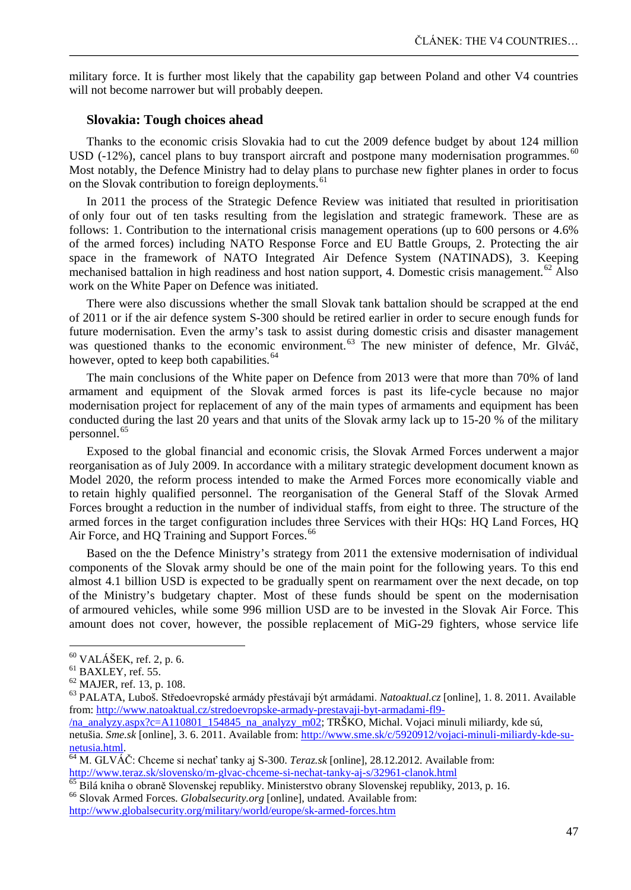military force. It is further most likely that the capability gap between Poland and other V4 countries will not become narrower but will probably deepen.

### Slovakia: Tough choices ahead

Thanks to the economic crisis Slovakia had to cut the 2009 defence budget by about 124 million USD (-12%), cancel plans to buy transport aircraft and postpone many modernisation programmes.[60] Most notably, the Defence Ministry had to delay plans to purchase new fighter planes in order to focus on the Slovak contribution to foreign deployments.[61]

In 2011 the process of the Strategic Defence Review was initiated that resulted in prioritisation of only four out of ten tasks resulting from the legislation and strategic framework. These are as follows: 1. Contribution to the international crisis management operations (up to 600 persons or 4.6% of the armed forces) including NATO Response Force and EU Battle Groups, 2. Protecting the air space in the framework of NATO Integrated Air Defence System (NATINADS), 3. Keeping mechanised battalion in high readiness and host nation support, 4. Domestic crisis management.[62] Also work on the White Paper on Defence was initiated.

There were also discussions whether the small Slovak tank battalion should be scrapped at the end of 2011 or if the air defence system S-300 should be retired earlier in order to secure enough funds for future modernisation. Even the army's task to assist during domestic crisis and disaster management was questioned thanks to the economic environment.[63] The new minister of defence, Mr. Glváč, however, opted to keep both capabilities.[64]

The main conclusions of the White paper on Defence from 2013 were that more than 70% of land armament and equipment of the Slovak armed forces is past its life-cycle because no major modernisation project for replacement of any of the main types of armaments and equipment has been conducted during the last 20 years and that units of the Slovak army lack up to 15-20 % of the military personnel.[65]

Exposed to the global financial and economic crisis, the Slovak Armed Forces underwent a major reorganisation as of July 2009. In accordance with a military strategic development document known as Model 2020, the reform process intended to make the Armed Forces more economically viable and to retain highly qualified personnel. The reorganisation of the General Staff of the Slovak Armed Forces brought a reduction in the number of individual staffs, from eight to three. The structure of the armed forces in the target configuration includes three Services with their HQs: HQ Land Forces, HQ Air Force, and HQ Training and Support Forces.[66]

Based on the the Defence Ministry's strategy from 2011 the extensive modernisation of individual components of the Slovak army should be one of the main point for the following years. To this end almost 4.1 billion USD is expected to be gradually spent on rearmament over the next decade, on top of the Ministry's budgetary chapter. Most of these funds should be spent on the modernisation of armoured vehicles, while some 996 million USD are to be invested in the Slovak Air Force. This amount does not cover, however, the possible replacement of MiG-29 fighters, whose service life

---

[60] VALÁŠEK, ref. 2, p. 6.

[61] BAXLEY, ref. 55.

[62] MAJER, ref. 13, p. 108.

[63] PALATA, Luboš. Středoevropské armády přestávají být armádami. *Natoaktual.cz* [online], 1. 8. 2011. Available from: http://www.natoaktual.cz/stredoevropske-armady-prestavaji-byt-armadami-fl9-/na_analyzy.aspx?c=A110801_154845_na_analyzy_m02; TRŠKO, Michal. Vojaci minuli miliardy, kde sú, netušia. *Sme.sk* [online], 3. 6. 2011. Available from: http://www.sme.sk/c/5920912/vojaci-minuli-miliardy-kde-su-netusia.html.

[64] M. GLVÁČ: Chceme si nechať tanky aj S-300. *Teraz.sk* [online], 28.12.2012. Available from: http://www.teraz.sk/slovensko/m-glvac-chceme-si-nechat-tanky-aj-s/32961-clanok.html

[65] Bilá kniha o obraně Slovenskej republiky. Ministerstvo obrany Slovenskej republiky, 2013, p. 16.

[66] Slovak Armed Forces. *Globalsecurity.org* [online], undated. Available from: http://www.globalsecurity.org/military/world/europe/sk-armed-forces.htm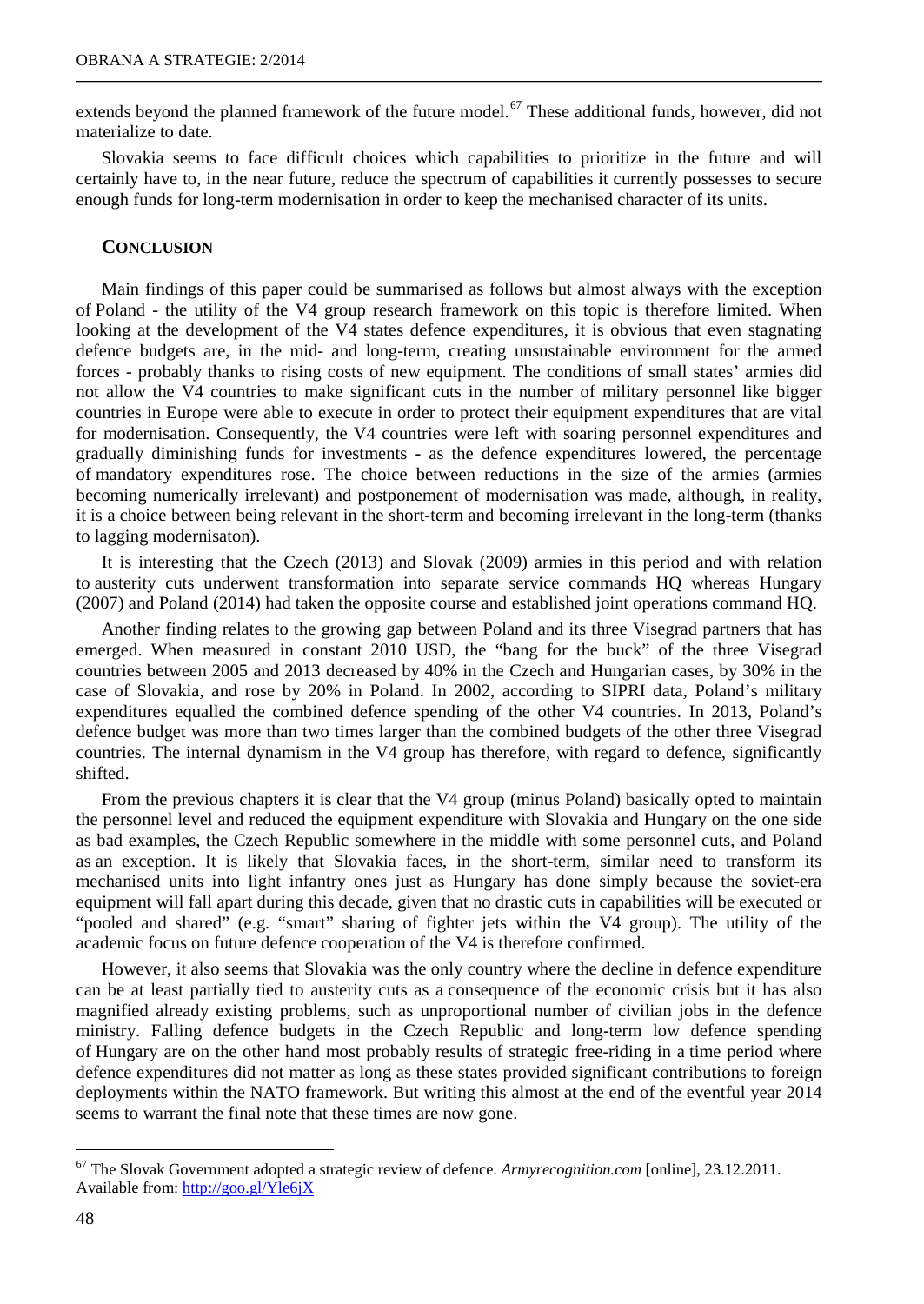extends beyond the planned framework of the future model.[67] These additional funds, however, did not materialize to date.

Slovakia seems to face difficult choices which capabilities to prioritize in the future and will certainly have to, in the near future, reduce the spectrum of capabilities it currently possesses to secure enough funds for long-term modernisation in order to keep the mechanised character of its units.

## CONCLUSION

Main findings of this paper could be summarised as follows but almost always with the exception of Poland - the utility of the V4 group research framework on this topic is therefore limited. When looking at the development of the V4 states defence expenditures, it is obvious that even stagnating defence budgets are, in the mid- and long-term, creating unsustainable environment for the armed forces - probably thanks to rising costs of new equipment. The conditions of small states' armies did not allow the V4 countries to make significant cuts in the number of military personnel like bigger countries in Europe were able to execute in order to protect their equipment expenditures that are vital for modernisation. Consequently, the V4 countries were left with soaring personnel expenditures and gradually diminishing funds for investments - as the defence expenditures lowered, the percentage of mandatory expenditures rose. The choice between reductions in the size of the armies (armies becoming numerically irrelevant) and postponement of modernisation was made, although, in reality, it is a choice between being relevant in the short-term and becoming irrelevant in the long-term (thanks to lagging modernisaton).

It is interesting that the Czech (2013) and Slovak (2009) armies in this period and with relation to austerity cuts underwent transformation into separate service commands HQ whereas Hungary (2007) and Poland (2014) had taken the opposite course and established joint operations command HQ.

Another finding relates to the growing gap between Poland and its three Visegrad partners that has emerged. When measured in constant 2010 USD, the "bang for the buck" of the three Visegrad countries between 2005 and 2013 decreased by 40% in the Czech and Hungarian cases, by 30% in the case of Slovakia, and rose by 20% in Poland. In 2002, according to SIPRI data, Poland's military expenditures equalled the combined defence spending of the other V4 countries. In 2013, Poland's defence budget was more than two times larger than the combined budgets of the other three Visegrad countries. The internal dynamism in the V4 group has therefore, with regard to defence, significantly shifted.

From the previous chapters it is clear that the V4 group (minus Poland) basically opted to maintain the personnel level and reduced the equipment expenditure with Slovakia and Hungary on the one side as bad examples, the Czech Republic somewhere in the middle with some personnel cuts, and Poland as an exception. It is likely that Slovakia faces, in the short-term, similar need to transform its mechanised units into light infantry ones just as Hungary has done simply because the soviet-era equipment will fall apart during this decade, given that no drastic cuts in capabilities will be executed or "pooled and shared" (e.g. "smart" sharing of fighter jets within the V4 group). The utility of the academic focus on future defence cooperation of the V4 is therefore confirmed.

However, it also seems that Slovakia was the only country where the decline in defence expenditure can be at least partially tied to austerity cuts as a consequence of the economic crisis but it has also magnified already existing problems, such as unproportional number of civilian jobs in the defence ministry. Falling defence budgets in the Czech Republic and long-term low defence spending of Hungary are on the other hand most probably results of strategic free-riding in a time period where defence expenditures did not matter as long as these states provided significant contributions to foreign deployments within the NATO framework. But writing this almost at the end of the eventful year 2014 seems to warrant the final note that these times are now gone.

---

[67] The Slovak Government adopted a strategic review of defence. *Armyrecognition.com* [online], 23.12.2011. Available from: http://goo.gl/Yle6jX